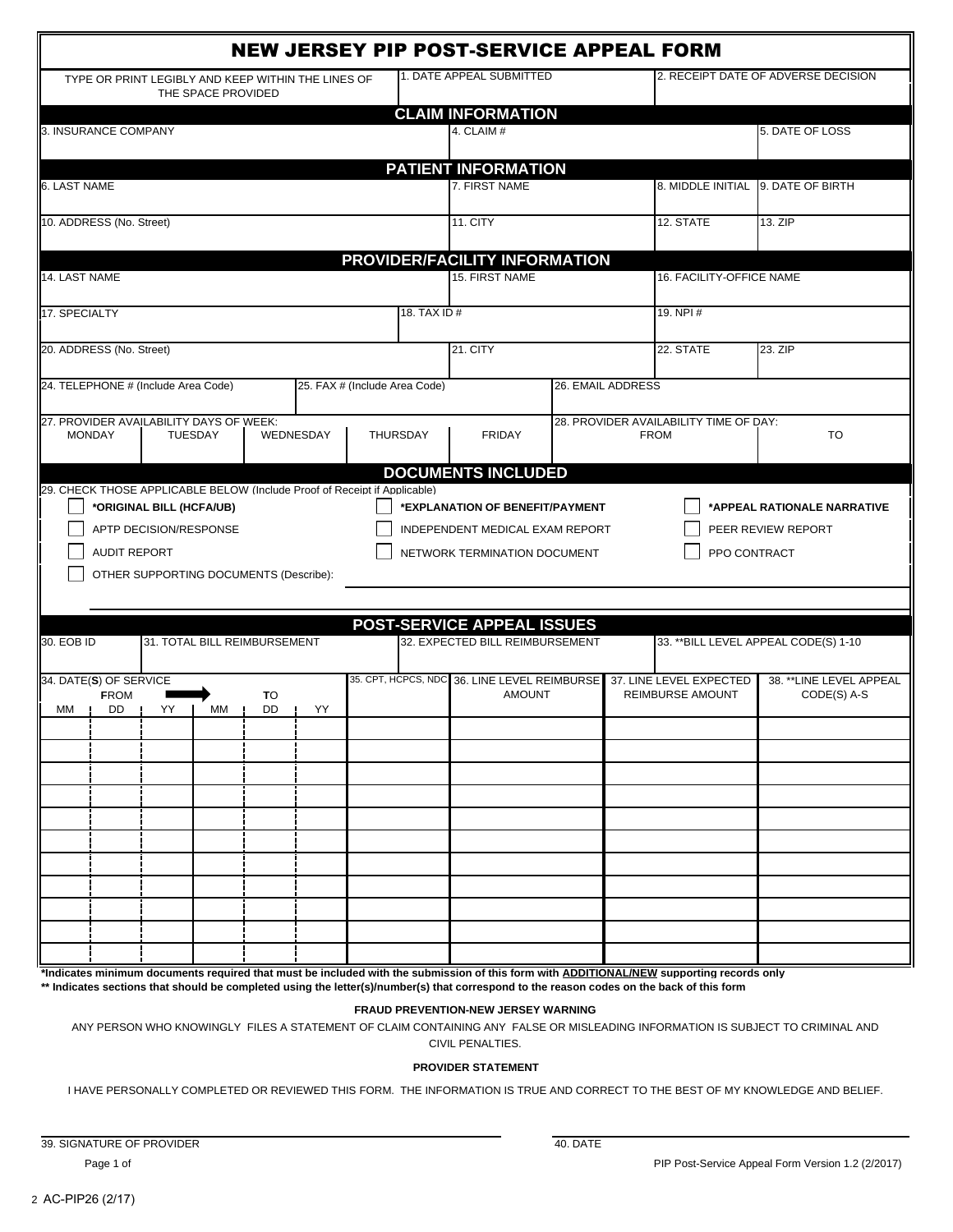# NEW JERSEY PIP POST-SERVICE APPEAL FORM

TYPE OR PRINT LEGIBLY AND KEEP WITHIN THE LINES OF THE SPACE PROVIDED

| 1. DATE APPEAL SUBMITTED | 2. RECEIPT DATE OF ADVERSE DECISION |
|---|---|
| | |

## CLAIM INFORMATION

| 3. INSURANCE COMPANY | 4. CLAIM # | 5. DATE OF LOSS |
|---|---|---|
| | | |

## PATIENT INFORMATION

| 6. LAST NAME | 7. FIRST NAME | 8. MIDDLE INITIAL | 9. DATE OF BIRTH |
|---|---|---|---|
| | | | |

| 10. ADDRESS (No. Street) | 11. CITY | 12. STATE | 13. ZIP |
|---|---|---|---|
| | | | |

## PROVIDER/FACILITY INFORMATION

| 14. LAST NAME | 15. FIRST NAME | 16. FACILITY-OFFICE NAME |
|---|---|---|
| | | |

| 17. SPECIALTY | 18. TAX ID # | 19. NPI # |
|---|---|---|
| | | |

| 20. ADDRESS (No. Street) | 21. CITY | 22. STATE | 23. ZIP |
|---|---|---|---|
| | | | |

| 24. TELEPHONE # (Include Area Code) | 25. FAX # (Include Area Code) | 26. EMAIL ADDRESS |
|---|---|---|
| | | |

| 27. PROVIDER AVAILABILITY DAYS OF WEEK: | | | | | 28. PROVIDER AVAILABILITY TIME OF DAY: | |
|---|---|---|---|---|---|---|
| MONDAY | TUESDAY | WEDNESDAY | THURSDAY | FRIDAY | FROM | TO |
| | | | | | | |

## DOCUMENTS INCLUDED

29. CHECK THOSE APPLICABLE BELOW (Include Proof of Receipt if Applicable)

- ☐ **\*ORIGINAL BILL (HCFA/UB)**
- ☐ **\*EXPLANATION OF BENEFIT/PAYMENT**
- ☐ **\*APPEAL RATIONALE NARRATIVE**
- ☐ APTP DECISION/RESPONSE
- ☐ INDEPENDENT MEDICAL EXAM REPORT
- ☐ PEER REVIEW REPORT
- ☐ AUDIT REPORT
- ☐ NETWORK TERMINATION DOCUMENT
- ☐ PPO CONTRACT
- ☐ OTHER SUPPORTING DOCUMENTS (Describe): ______________________________

## POST-SERVICE APPEAL ISSUES

| 30. EOB ID | 31. TOTAL BILL REIMBURSEMENT | 32. EXPECTED BILL REIMBURSEMENT | 33. \*\*BILL LEVEL APPEAL CODE(S) 1-10 |
|---|---|---|---|
| | | | |

| 34. DATE(S) OF SERVICE FROM MM | DD | YY | TO MM | DD | YY | 35. CPT, HCPCS, NDC | 36. LINE LEVEL REIMBURSE AMOUNT | 37. LINE LEVEL EXPECTED REIMBURSE AMOUNT | 38. \*\*LINE LEVEL APPEAL CODE(S) A-S |
|---|---|---|---|---|---|---|---|---|---|
| | | | | | | | | | |
| | | | | | | | | | |
| | | | | | | | | | |
| | | | | | | | | | |
| | | | | | | | | | |
| | | | | | | | | | |
| | | | | | | | | | |
| | | | | | | | | | |
| | | | | | | | | | |
| | | | | | | | | | |
| | | | | | | | | | |

**\*Indicates minimum documents required that must be included with the submission of this form with ADDITIONAL/NEW supporting records only**

**\*\* Indicates sections that should be completed using the letter(s)/number(s) that correspond to the reason codes on the back of this form**

**FRAUD PREVENTION-NEW JERSEY WARNING**

ANY PERSON WHO KNOWINGLY FILES A STATEMENT OF CLAIM CONTAINING ANY FALSE OR MISLEADING INFORMATION IS SUBJECT TO CRIMINAL AND CIVIL PENALTIES.

**PROVIDER STATEMENT**

I HAVE PERSONALLY COMPLETED OR REVIEWED THIS FORM. THE INFORMATION IS TRUE AND CORRECT TO THE BEST OF MY KNOWLEDGE AND BELIEF.

39. SIGNATURE OF PROVIDER ______________________________ 40. DATE ______________

PIP Post-Service Appeal Form Version 1.2 (2/2017)

AC-PIP26 (2/17)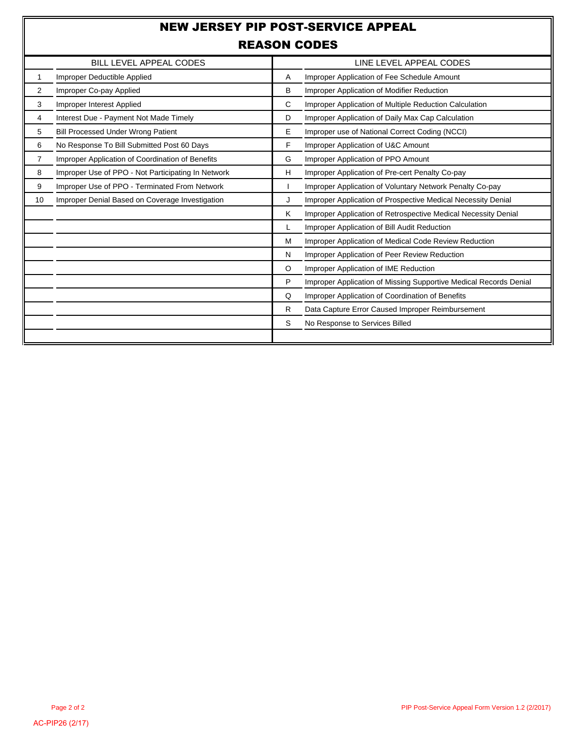# NEW JERSEY PIP POST-SERVICE APPEAL
## REASON CODES

| BILL LEVEL APPEAL CODES | | LINE LEVEL APPEAL CODES | |
|---|---|---|---|
| 1 | Improper Deductible Applied | A | Improper Application of Fee Schedule Amount |
| 2 | Improper Co-pay Applied | B | Improper Application of Modifier Reduction |
| 3 | Improper Interest Applied | C | Improper Application of Multiple Reduction Calculation |
| 4 | Interest Due - Payment Not Made Timely | D | Improper Application of Daily Max Cap Calculation |
| 5 | Bill Processed Under Wrong Patient | E | Improper use of National Correct Coding (NCCI) |
| 6 | No Response To Bill Submitted Post 60 Days | F | Improper Application of U&C Amount |
| 7 | Improper Application of Coordination of Benefits | G | Improper Application of PPO Amount |
| 8 | Improper Use of PPO - Not Participating In Network | H | Improper Application of Pre-cert Penalty Co-pay |
| 9 | Improper Use of PPO - Terminated From Network | I | Improper Application of Voluntary Network Penalty Co-pay |
| 10 | Improper Denial Based on Coverage Investigation | J | Improper Application of Prospective Medical Necessity Denial |
| | | K | Improper Application of Retrospective Medical Necessity Denial |
| | | L | Improper Application of Bill Audit Reduction |
| | | M | Improper Application of Medical Code Review Reduction |
| | | N | Improper Application of Peer Review Reduction |
| | | O | Improper Application of IME Reduction |
| | | P | Improper Application of Missing Supportive Medical Records Denial |
| | | Q | Improper Application of Coordination of Benefits |
| | | R | Data Capture Error Caused Improper Reimbursement |
| | | S | No Response to Services Billed |

PIP Post-Service Appeal Form Version 1.2 (2/2017)

AC-PIP26 (2/17)